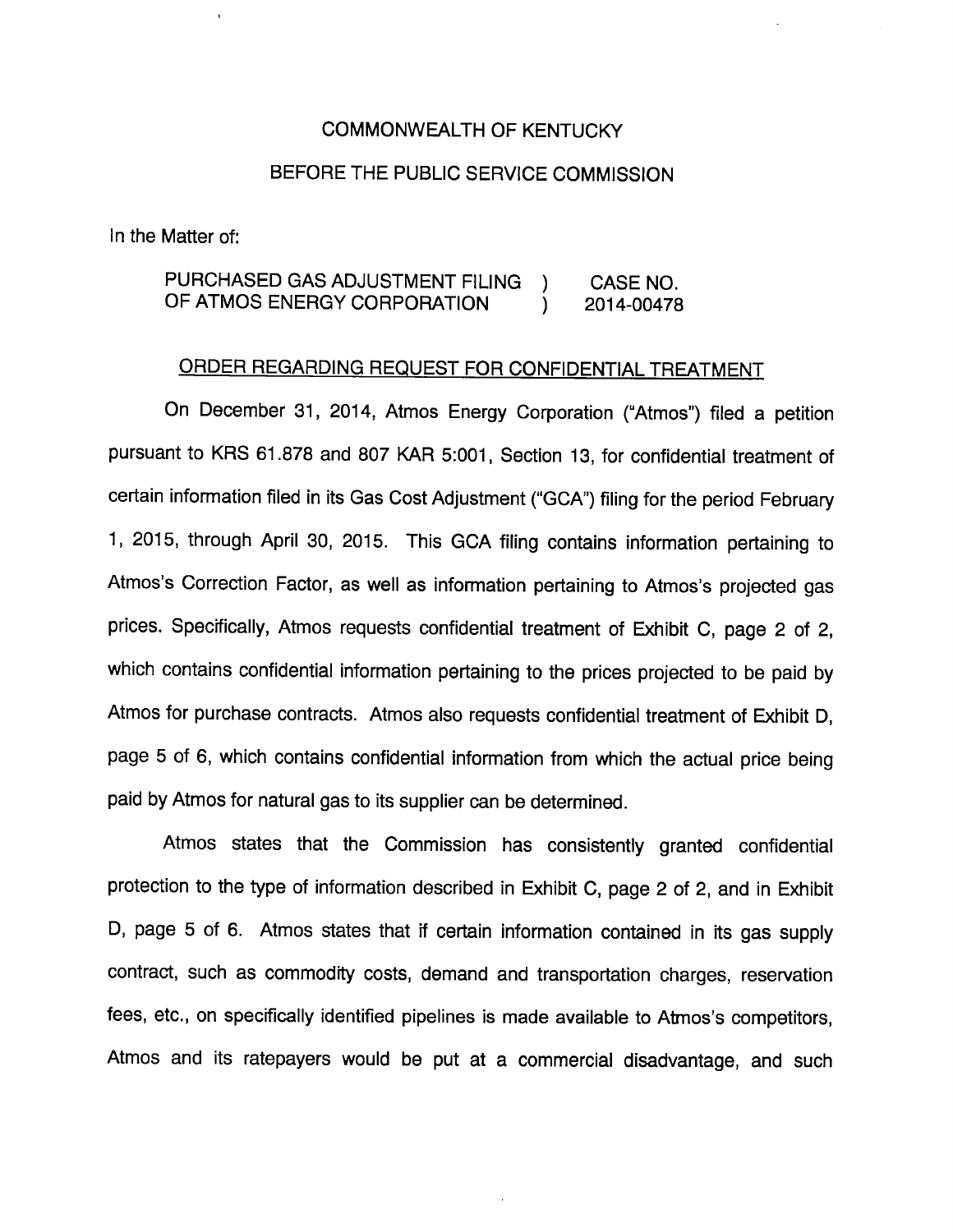COMMONWEALTH OF KENTUCKY

BEFORE THE PUBLIC SERVICE COMMISSION

In the Matter of:

| PURCHASED GAS ADJUSTMENT FILING OF ATMOS ENERGY CORPORATION | ) ) | CASE NO. 2014-00478 |
|---|---|---|

ORDER REGARDING REQUEST FOR CONFIDENTIAL TREATMENT

On December 31, 2014, Atmos Energy Corporation ("Atmos") filed a petition pursuant to KRS 61.878 and 807 KAR 5:001, Section 13, for confidential treatment of certain information filed in its Gas Cost Adjustment ("GCA") filing for the period February 1, 2015, through April 30, 2015. This GCA filing contains information pertaining to Atmos's Correction Factor, as well as information pertaining to Atmos's projected gas prices. Specifically, Atmos requests confidential treatment of Exhibit C, page 2 of 2, which contains confidential information pertaining to the prices projected to be paid by Atmos for purchase contracts. Atmos also requests confidential treatment of Exhibit D, page 5 of 6, which contains confidential information from which the actual price being paid by Atmos for natural gas to its supplier can be determined.

Atmos states that the Commission has consistently granted confidential protection to the type of information described in Exhibit C, page 2 of 2, and in Exhibit D, page 5 of 6. Atmos states that if certain information contained in its gas supply contract, such as commodity costs, demand and transportation charges, reservation fees, etc., on specifically identified pipelines is made available to Atmos's competitors, Atmos and its ratepayers would be put at a commercial disadvantage, and such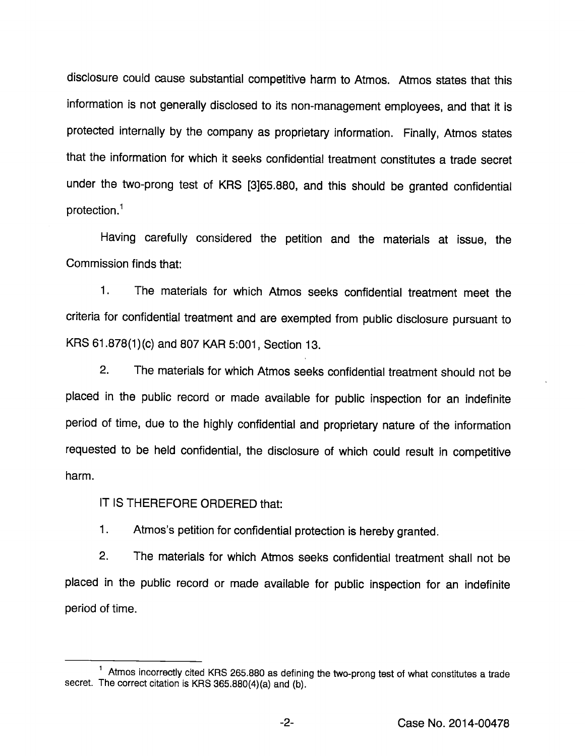disclosure could cause substantial competitive harm to Atmos. Atmos states that this information is not generally disclosed to its non-management employees, and that it is protected internally by the company as proprietary information. Finally, Atmos states that the information for which it seeks confidential treatment constitutes a trade secret under the two-prong test of KRS [3]65.880, and this should be granted confidential protection.[1]

Having carefully considered the petition and the materials at issue, the Commission finds that:

1. The materials for which Atmos seeks confidential treatment meet the criteria for confidential treatment and are exempted from public disclosure pursuant to KRS 61.878(1)(c) and 807 KAR 5:001, Section 13.

2. The materials for which Atmos seeks confidential treatment should not be placed in the public record or made available for public inspection for an indefinite period of time, due to the highly confidential and proprietary nature of the information requested to be held confidential, the disclosure of which could result in competitive harm.

IT IS THEREFORE ORDERED that:

1. Atmos's petition for confidential protection is hereby granted.

2. The materials for which Atmos seeks confidential treatment shall not be placed in the public record or made available for public inspection for an indefinite period of time.

---

[1] Atmos incorrectly cited KRS 265.880 as defining the two-prong test of what constitutes a trade secret. The correct citation is KRS 365.880(4)(a) and (b).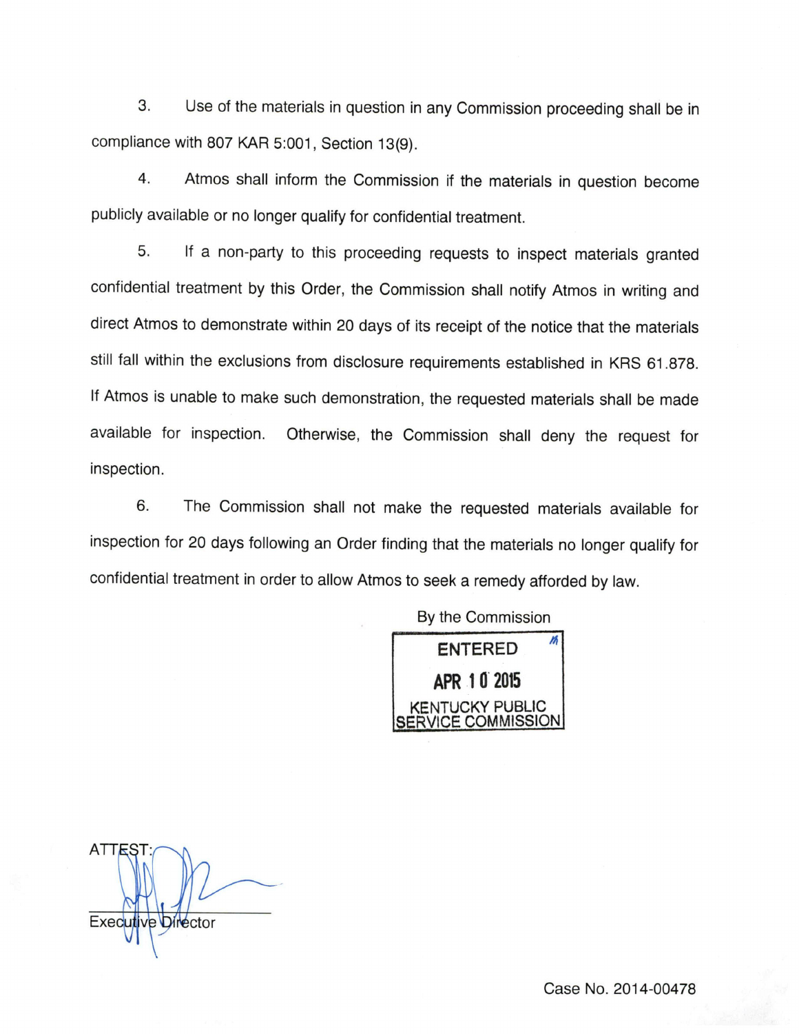3. Use of the materials in question in any Commission proceeding shall be in compliance with 807 KAR 5:001, Section 13(9).

4. Atmos shall inform the Commission if the materials in question become publicly available or no longer qualify for confidential treatment.

5. If a non-party to this proceeding requests to inspect materials granted confidential treatment by this Order, the Commission shall notify Atmos in writing and direct Atmos to demonstrate within 20 days of its receipt of the notice that the materials still fall within the exclusions from disclosure requirements established in KRS 61.878. If Atmos is unable to make such demonstration, the requested materials shall be made available for inspection. Otherwise, the Commission shall deny the request for inspection.

6. The Commission shall not make the requested materials available for inspection for 20 days following an Order finding that the materials no longer qualify for confidential treatment in order to allow Atmos to seek a remedy afforded by law.

By the Commission

ENTERED

APR 10 2015

KENTUCKY PUBLIC SERVICE COMMISSION

ATTEST:

Executive Director

Case No. 2014-00478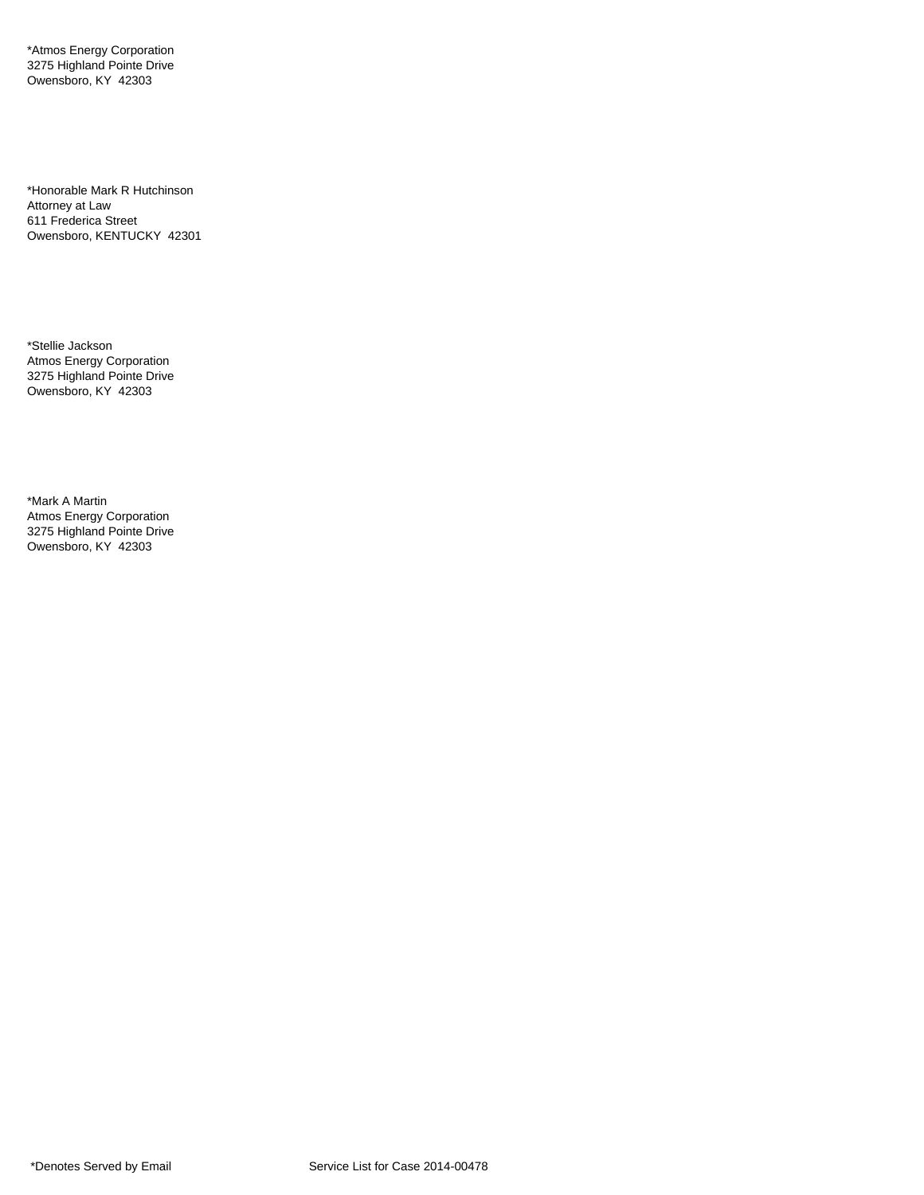*Atmos Energy Corporation
3275 Highland Pointe Drive
Owensboro, KY  42303

*Honorable Mark R Hutchinson
Attorney at Law
611 Frederica Street
Owensboro, KENTUCKY  42301

*Stellie Jackson
Atmos Energy Corporation
3275 Highland Pointe Drive
Owensboro, KY  42303

*Mark A Martin
Atmos Energy Corporation
3275 Highland Pointe Drive
Owensboro, KY  42303

*Denotes Served by Email

Service List for Case 2014-00478